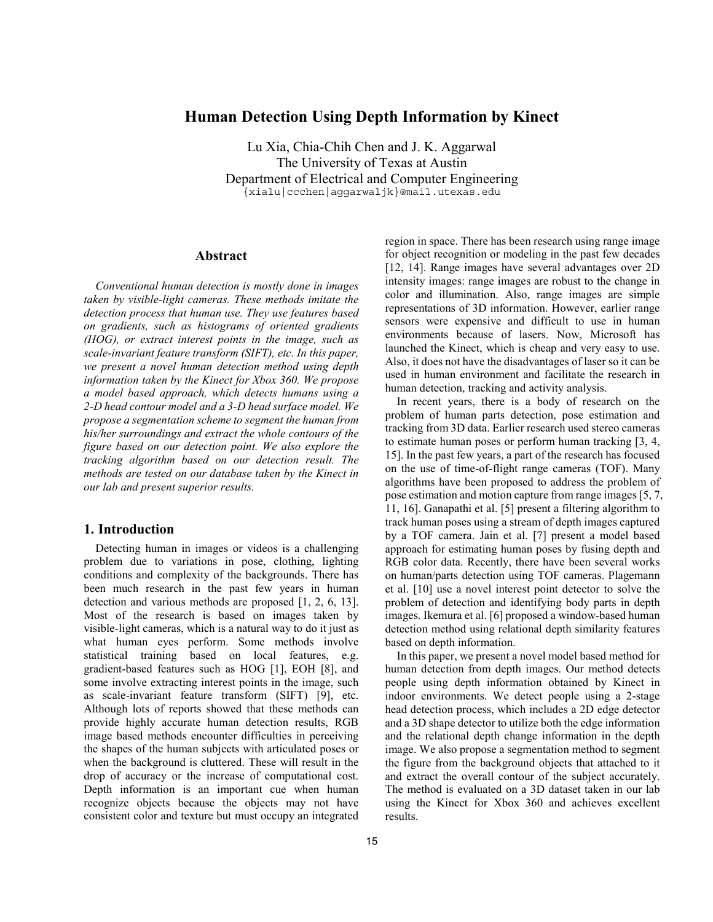# Human Detection Using Depth Information by Kinect

Lu Xia, Chia-Chih Chen and J. K. Aggarwal
The University of Texas at Austin
Department of Electrical and Computer Engineering
{xialu|ccchen|aggarwaljk}@mail.utexas.edu

## Abstract

*Conventional human detection is mostly done in images taken by visible-light cameras. These methods imitate the detection process that human use. They use features based on gradients, such as histograms of oriented gradients (HOG), or extract interest points in the image, such as scale-invariant feature transform (SIFT), etc. In this paper, we present a novel human detection method using depth information taken by the Kinect for Xbox 360. We propose a model based approach, which detects humans using a 2-D head contour model and a 3-D head surface model. We propose a segmentation scheme to segment the human from his/her surroundings and extract the whole contours of the figure based on our detection point. We also explore the tracking algorithm based on our detection result. The methods are tested on our database taken by the Kinect in our lab and present superior results.*

## 1. Introduction

Detecting human in images or videos is a challenging problem due to variations in pose, clothing, lighting conditions and complexity of the backgrounds. There has been much research in the past few years in human detection and various methods are proposed [1, 2, 6, 13]. Most of the research is based on images taken by visible-light cameras, which is a natural way to do it just as what human eyes perform. Some methods involve statistical training based on local features, e.g. gradient-based features such as HOG [1], EOH [8], and some involve extracting interest points in the image, such as scale-invariant feature transform (SIFT) [9], etc. Although lots of reports showed that these methods can provide highly accurate human detection results, RGB image based methods encounter difficulties in perceiving the shapes of the human subjects with articulated poses or when the background is cluttered. These will result in the drop of accuracy or the increase of computational cost. Depth information is an important cue when human recognize objects because the objects may not have consistent color and texture but must occupy an integrated region in space. There has been research using range image for object recognition or modeling in the past few decades [12, 14]. Range images have several advantages over 2D intensity images: range images are robust to the change in color and illumination. Also, range images are simple representations of 3D information. However, earlier range sensors were expensive and difficult to use in human environments because of lasers. Now, Microsoft has launched the Kinect, which is cheap and very easy to use. Also, it does not have the disadvantages of laser so it can be used in human environment and facilitate the research in human detection, tracking and activity analysis.

In recent years, there is a body of research on the problem of human parts detection, pose estimation and tracking from 3D data. Earlier research used stereo cameras to estimate human poses or perform human tracking [3, 4, 15]. In the past few years, a part of the research has focused on the use of time-of-flight range cameras (TOF). Many algorithms have been proposed to address the problem of pose estimation and motion capture from range images [5, 7, 11, 16]. Ganapathi et al. [5] present a filtering algorithm to track human poses using a stream of depth images captured by a TOF camera. Jain et al. [7] present a model based approach for estimating human poses by fusing depth and RGB color data. Recently, there have been several works on human/parts detection using TOF cameras. Plagemann et al. [10] use a novel interest point detector to solve the problem of detection and identifying body parts in depth images. Ikemura et al. [6] proposed a window-based human detection method using relational depth similarity features based on depth information.

In this paper, we present a novel model based method for human detection from depth images. Our method detects people using depth information obtained by Kinect in indoor environments. We detect people using a 2-stage head detection process, which includes a 2D edge detector and a 3D shape detector to utilize both the edge information and the relational depth change information in the depth image. We also propose a segmentation method to segment the figure from the background objects that attached to it and extract the overall contour of the subject accurately. The method is evaluated on a 3D dataset taken in our lab using the Kinect for Xbox 360 and achieves excellent results.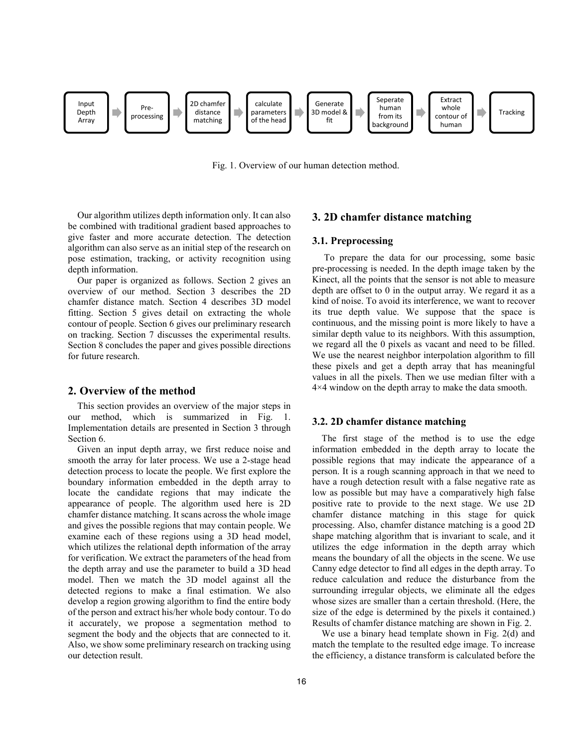Input Depth Array → Pre-processing → 2D chamfer distance matching → calculate parameters of the head → Generate 3D model & fit → Seperate human from its background → Extract whole contour of human → Tracking

Fig. 1. Overview of our human detection method.

Our algorithm utilizes depth information only. It can also be combined with traditional gradient based approaches to give faster and more accurate detection. The detection algorithm can also serve as an initial step of the research on pose estimation, tracking, or activity recognition using depth information.

Our paper is organized as follows. Section 2 gives an overview of our method. Section 3 describes the 2D chamfer distance match. Section 4 describes 3D model fitting. Section 5 gives detail on extracting the whole contour of people. Section 6 gives our preliminary research on tracking. Section 7 discusses the experimental results. Section 8 concludes the paper and gives possible directions for future research.

## 2. Overview of the method

This section provides an overview of the major steps in our method, which is summarized in Fig. 1. Implementation details are presented in Section 3 through Section 6.

Given an input depth array, we first reduce noise and smooth the array for later process. We use a 2-stage head detection process to locate the people. We first explore the boundary information embedded in the depth array to locate the candidate regions that may indicate the appearance of people. The algorithm used here is 2D chamfer distance matching. It scans across the whole image and gives the possible regions that may contain people. We examine each of these regions using a 3D head model, which utilizes the relational depth information of the array for verification. We extract the parameters of the head from the depth array and use the parameter to build a 3D head model. Then we match the 3D model against all the detected regions to make a final estimation. We also develop a region growing algorithm to find the entire body of the person and extract his/her whole body contour. To do it accurately, we propose a segmentation method to segment the body and the objects that are connected to it. Also, we show some preliminary research on tracking using our detection result.

## 3. 2D chamfer distance matching

### 3.1. Preprocessing

To prepare the data for our processing, some basic pre-processing is needed. In the depth image taken by the Kinect, all the points that the sensor is not able to measure depth are offset to 0 in the output array. We regard it as a kind of noise. To avoid its interference, we want to recover its true depth value. We suppose that the space is continuous, and the missing point is more likely to have a similar depth value to its neighbors. With this assumption, we regard all the 0 pixels as vacant and need to be filled. We use the nearest neighbor interpolation algorithm to fill these pixels and get a depth array that has meaningful values in all the pixels. Then we use median filter with a $4 \times 4$ window on the depth array to make the data smooth.

### 3.2. 2D chamfer distance matching

The first stage of the method is to use the edge information embedded in the depth array to locate the possible regions that may indicate the appearance of a person. It is a rough scanning approach in that we need to have a rough detection result with a false negative rate as low as possible but may have a comparatively high false positive rate to provide to the next stage. We use 2D chamfer distance matching in this stage for quick processing. Also, chamfer distance matching is a good 2D shape matching algorithm that is invariant to scale, and it utilizes the edge information in the depth array which means the boundary of all the objects in the scene. We use Canny edge detector to find all edges in the depth array. To reduce calculation and reduce the disturbance from the surrounding irregular objects, we eliminate all the edges whose sizes are smaller than a certain threshold. (Here, the size of the edge is determined by the pixels it contained.) Results of chamfer distance matching are shown in Fig. 2.

We use a binary head template shown in Fig. 2(d) and match the template to the resulted edge image. To increase the efficiency, a distance transform is calculated before the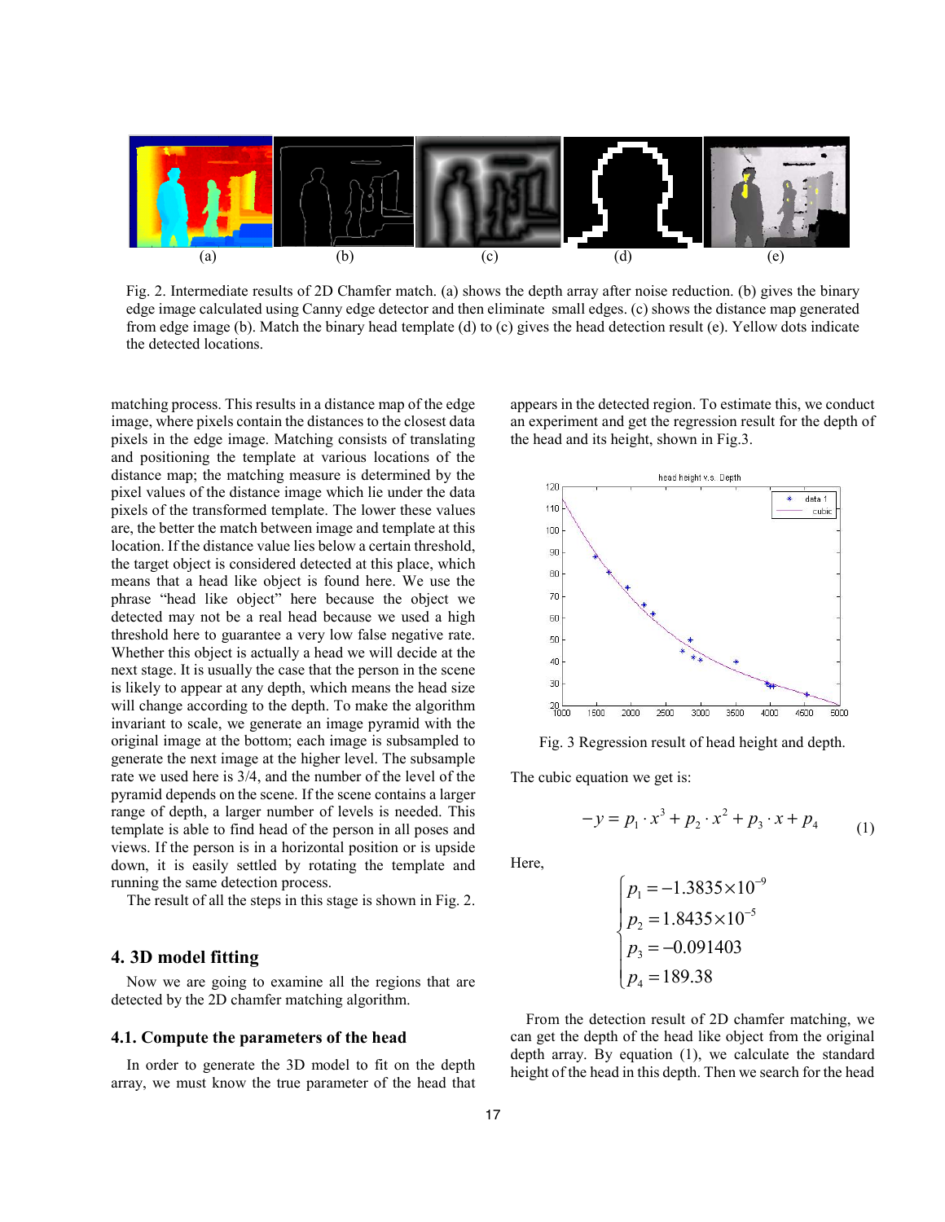Fig. 2. Intermediate results of 2D Chamfer match. (a) shows the depth array after noise reduction. (b) gives the binary edge image calculated using Canny edge detector and then eliminate small edges. (c) shows the distance map generated from edge image (b). Match the binary head template (d) to (c) gives the head detection result (e). Yellow dots indicate the detected locations.

matching process. This results in a distance map of the edge image, where pixels contain the distances to the closest data pixels in the edge image. Matching consists of translating and positioning the template at various locations of the distance map; the matching measure is determined by the pixel values of the distance image which lie under the data pixels of the transformed template. The lower these values are, the better the match between image and template at this location. If the distance value lies below a certain threshold, the target object is considered detected at this place, which means that a head like object is found here. We use the phrase "head like object" here because the object we detected may not be a real head because we used a high threshold here to guarantee a very low false negative rate. Whether this object is actually a head we will decide at the next stage. It is usually the case that the person in the scene is likely to appear at any depth, which means the head size will change according to the depth. To make the algorithm invariant to scale, we generate an image pyramid with the original image at the bottom; each image is subsampled to generate the next image at the higher level. The subsample rate we used here is 3/4, and the number of the level of the pyramid depends on the scene. If the scene contains a larger range of depth, a larger number of levels is needed. This template is able to find head of the person in all poses and views. If the person is in a horizontal position or is upside down, it is easily settled by rotating the template and running the same detection process.

The result of all the steps in this stage is shown in Fig. 2.

## 4. 3D model fitting

Now we are going to examine all the regions that are detected by the 2D chamfer matching algorithm.

### 4.1. Compute the parameters of the head

In order to generate the 3D model to fit on the depth array, we must know the true parameter of the head that appears in the detected region. To estimate this, we conduct an experiment and get the regression result for the depth of the head and its height, shown in Fig.3.

Fig. 3 Regression result of head height and depth.

The cubic equation we get is:

$$-y = p_1 \cdot x^3 + p_2 \cdot x^2 + p_3 \cdot x + p_4 \qquad (1)$$

Here,

$$\begin{cases} p_1 = -1.3835 \times 10^{-9} \\ p_2 = 1.8435 \times 10^{-5} \\ p_3 = -0.091403 \\ p_4 = 189.38 \end{cases}$$

From the detection result of 2D chamfer matching, we can get the depth of the head like object from the original depth array. By equation (1), we calculate the standard height of the head in this depth. Then we search for the head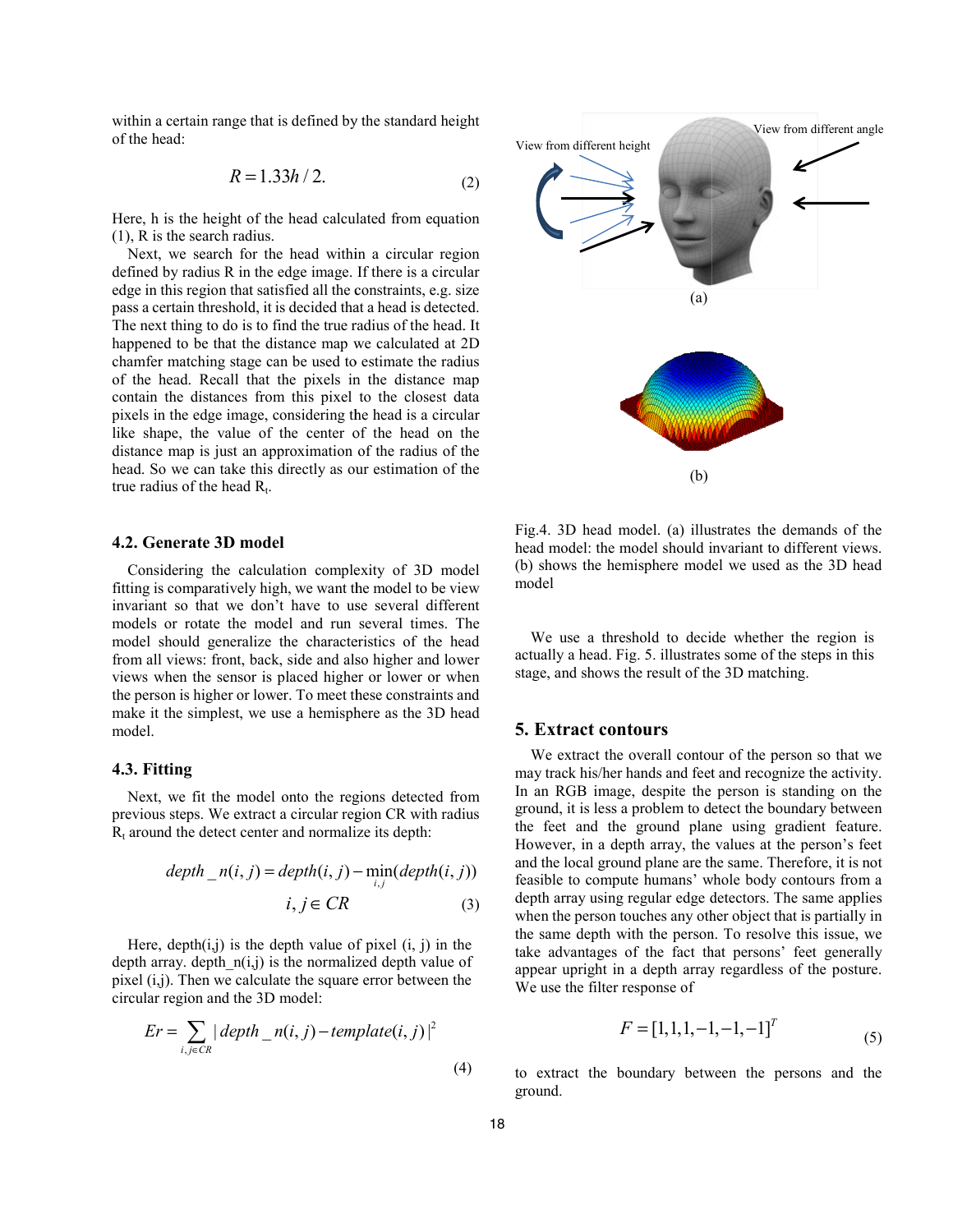within a certain range that is defined by the standard height of the head:

$$R = 1.33h / 2. \tag{2}$$

Here, h is the height of the head calculated from equation (1), R is the search radius.

Next, we search for the head within a circular region defined by radius R in the edge image. If there is a circular edge in this region that satisfied all the constraints, e.g. size pass a certain threshold, it is decided that a head is detected. The next thing to do is to find the true radius of the head. It happened to be that the distance map we calculated at 2D chamfer matching stage can be used to estimate the radius of the head. Recall that the pixels in the distance map contain the distances from this pixel to the closest data pixels in the edge image, considering the head is a circular like shape, the value of the center of the head on the distance map is just an approximation of the radius of the head. So we can take this directly as our estimation of the true radius of the head $R_t$.

### 4.2. Generate 3D model

Considering the calculation complexity of 3D model fitting is comparatively high, we want the model to be view invariant so that we don't have to use several different models or rotate the model and run several times. The model should generalize the characteristics of the head from all views: front, back, side and also higher and lower views when the sensor is placed higher or lower or when the person is higher or lower. To meet these constraints and make it the simplest, we use a hemisphere as the 3D head model.

### 4.3. Fitting

Next, we fit the model onto the regions detected from previous steps. We extract a circular region CR with radius $R_t$ around the detect center and normalize its depth:

$$depth\_n(i,j) = depth(i,j) - \min_{i,j}(depth(i,j))$$
$$i,j \in CR \tag{3}$$

Here, depth(i,j) is the depth value of pixel (i, j) in the depth array. depth_n(i,j) is the normalized depth value of pixel (i,j). Then we calculate the square error between the circular region and the 3D model:

$$Er = \sum_{i,j \in CR} | depth\_n(i,j) - template(i,j) |^2 \tag{4}$$

Fig.4. 3D head model. (a) illustrates the demands of the head model: the model should invariant to different views. (b) shows the hemisphere model we used as the 3D head model

We use a threshold to decide whether the region is actually a head. Fig. 5. illustrates some of the steps in this stage, and shows the result of the 3D matching.

## 5. Extract contours

We extract the overall contour of the person so that we may track his/her hands and feet and recognize the activity. In an RGB image, despite the person is standing on the ground, it is less a problem to detect the boundary between the feet and the ground plane using gradient feature. However, in a depth array, the values at the person's feet and the local ground plane are the same. Therefore, it is not feasible to compute humans' whole body contours from a depth array using regular edge detectors. The same applies when the person touches any other object that is partially in the same depth with the person. To resolve this issue, we take advantages of the fact that persons' feet generally appear upright in a depth array regardless of the posture. We use the filter response of

$$F = [1,1,1,-1,-1,-1]^T \tag{5}$$

to extract the boundary between the persons and the ground.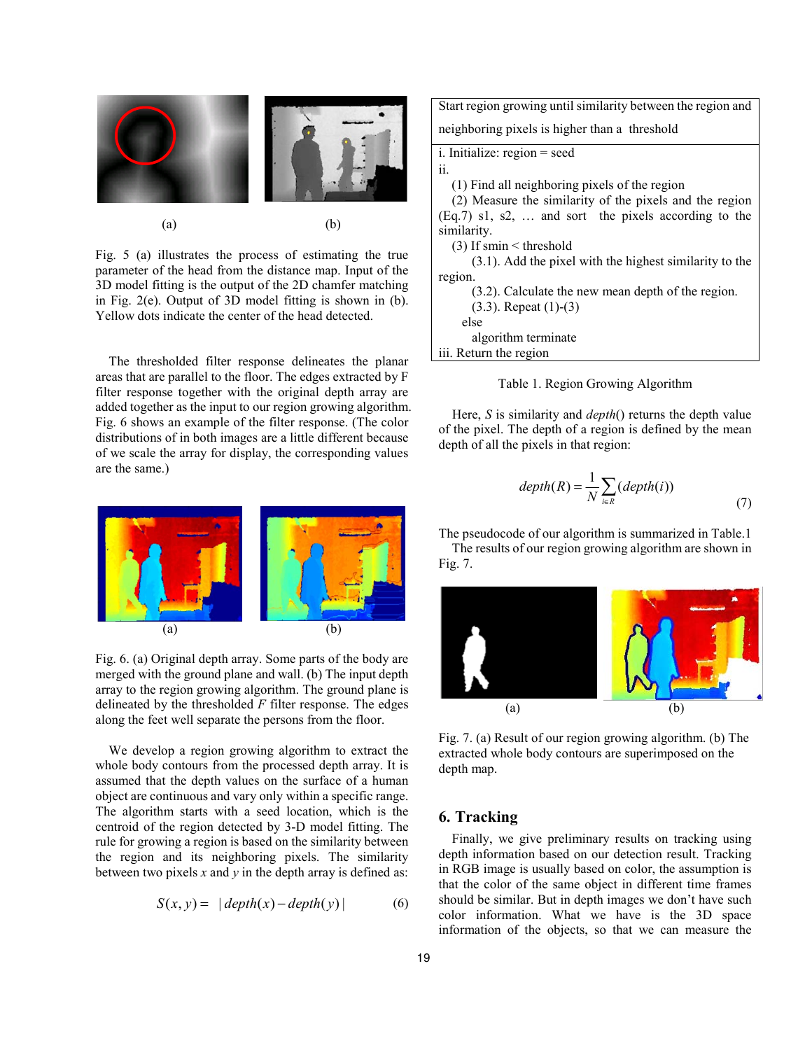(a) (b)

Fig. 5 (a) illustrates the process of estimating the true parameter of the head from the distance map. Input of the 3D model fitting is the output of the 2D chamfer matching in Fig. 2(e). Output of 3D model fitting is shown in (b). Yellow dots indicate the center of the head detected.

The thresholded filter response delineates the planar areas that are parallel to the floor. The edges extracted by F filter response together with the original depth array are added together as the input to our region growing algorithm. Fig. 6 shows an example of the filter response. (The color distributions of in both images are a little different because of we scale the array for display, the corresponding values are the same.)

(a) (b)

Fig. 6. (a) Original depth array. Some parts of the body are merged with the ground plane and wall. (b) The input depth array to the region growing algorithm. The ground plane is delineated by the thresholded *F* filter response. The edges along the feet well separate the persons from the floor.

We develop a region growing algorithm to extract the whole body contours from the processed depth array. It is assumed that the depth values on the surface of a human object are continuous and vary only within a specific range. The algorithm starts with a seed location, which is the centroid of the region detected by 3-D model fitting. The rule for growing a region is based on the similarity between the region and its neighboring pixels. The similarity between two pixels *x* and *y* in the depth array is defined as:

$$S(x, y) = |\,depth(x) - depth(y)\,| \tag{6}$$

| Start region growing until similarity between the region and neighboring pixels is higher than a threshold |
|---|
| i. Initialize: region = seed<br>ii.<br>(1) Find all neighboring pixels of the region<br>(2) Measure the similarity of the pixels and the region (Eq.7) s1, s2, … and sort the pixels according to the similarity.<br>(3) If smin < threshold<br>(3.1). Add the pixel with the highest similarity to the region.<br>(3.2). Calculate the new mean depth of the region.<br>(3.3). Repeat (1)-(3)<br>else<br>algorithm terminate<br>iii. Return the region |

Table 1. Region Growing Algorithm

Here, *S* is similarity and *depth*() returns the depth value of the pixel. The depth of a region is defined by the mean depth of all the pixels in that region:

$$depth(R) = \frac{1}{N}\sum_{i \in R}(depth(i)) \tag{7}$$

The pseudocode of our algorithm is summarized in Table.1

The results of our region growing algorithm are shown in Fig. 7.

(a) (b)

Fig. 7. (a) Result of our region growing algorithm. (b) The extracted whole body contours are superimposed on the depth map.

## 6. Tracking

Finally, we give preliminary results on tracking using depth information based on our detection result. Tracking in RGB image is usually based on color, the assumption is that the color of the same object in different time frames should be similar. But in depth images we don't have such color information. What we have is the 3D space information of the objects, so that we can measure the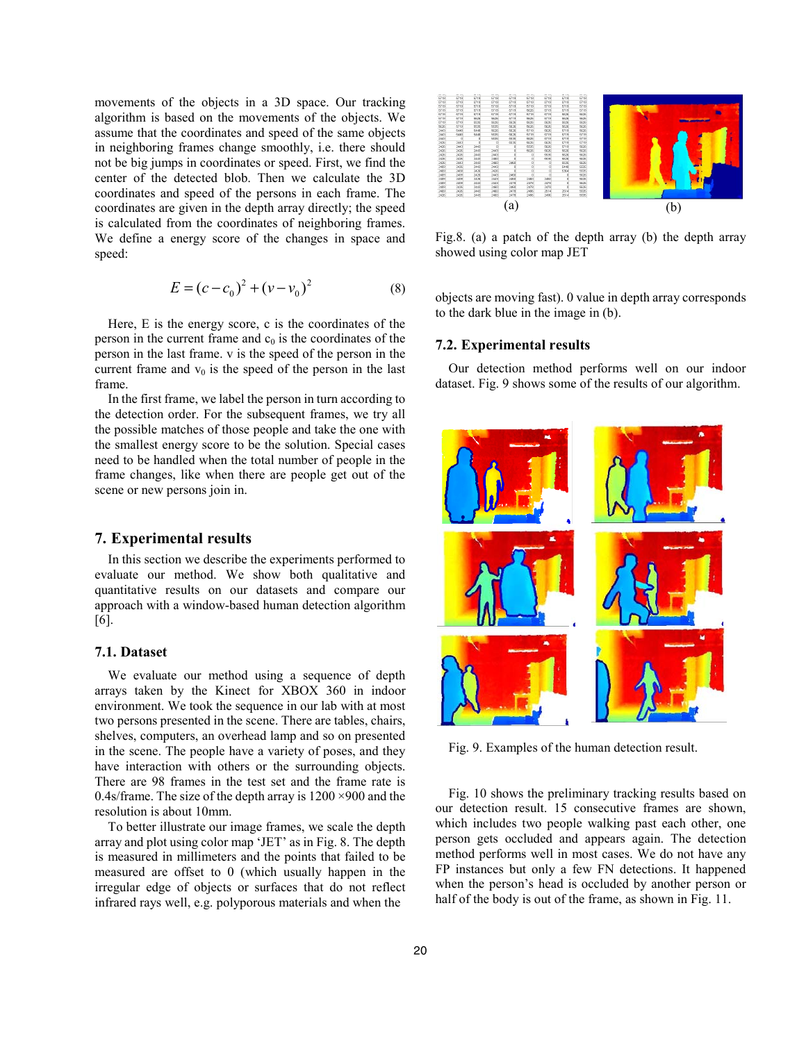movements of the objects in a 3D space. Our tracking algorithm is based on the movements of the objects. We assume that the coordinates and speed of the same objects in neighboring frames change smoothly, i.e. there should not be big jumps in coordinates or speed. First, we find the center of the detected blob. Then we calculate the 3D coordinates and speed of the persons in each frame. The coordinates are given in the depth array directly; the speed is calculated from the coordinates of neighboring frames. We define a energy score of the changes in space and speed:

$$E = (c - c_0)^2 + (v - v_0)^2 \qquad (8)$$

Here, E is the energy score, c is the coordinates of the person in the current frame and $c_0$ is the coordinates of the person in the last frame. v is the speed of the person in the current frame and $v_0$ is the speed of the person in the last frame.

In the first frame, we label the person in turn according to the detection order. For the subsequent frames, we try all the possible matches of those people and take the one with the smallest energy score to be the solution. Special cases need to be handled when the total number of people in the frame changes, like when there are people get out of the scene or new persons join in.

# 7. Experimental results

In this section we describe the experiments performed to evaluate our method. We show both qualitative and quantitative results on our datasets and compare our approach with a window-based human detection algorithm [6].

## 7.1. Dataset

We evaluate our method using a sequence of depth arrays taken by the Kinect for XBOX 360 in indoor environment. We took the sequence in our lab with at most two persons presented in the scene. There are tables, chairs, shelves, computers, an overhead lamp and so on presented in the scene. The people have a variety of poses, and they have interaction with others or the surrounding objects. There are 98 frames in the test set and the frame rate is 0.4s/frame. The size of the depth array is 1200 ×900 and the resolution is about 10mm.

To better illustrate our image frames, we scale the depth array and plot using color map 'JET' as in Fig. 8. The depth is measured in millimeters and the points that failed to be measured are offset to 0 (which usually happen in the irregular edge of objects or surfaces that do not reflect infrared rays well, e.g. polyporous materials and when the objects are moving fast). 0 value in depth array corresponds to the dark blue in the image in (b).

Fig.8. (a) a patch of the depth array (b) the depth array showed using color map JET

## 7.2. Experimental results

Our detection method performs well on our indoor dataset. Fig. 9 shows some of the results of our algorithm.

Fig. 9. Examples of the human detection result.

Fig. 10 shows the preliminary tracking results based on our detection result. 15 consecutive frames are shown, which includes two people walking past each other, one person gets occluded and appears again. The detection method performs well in most cases. We do not have any FP instances but only a few FN detections. It happened when the person's head is occluded by another person or half of the body is out of the frame, as shown in Fig. 11.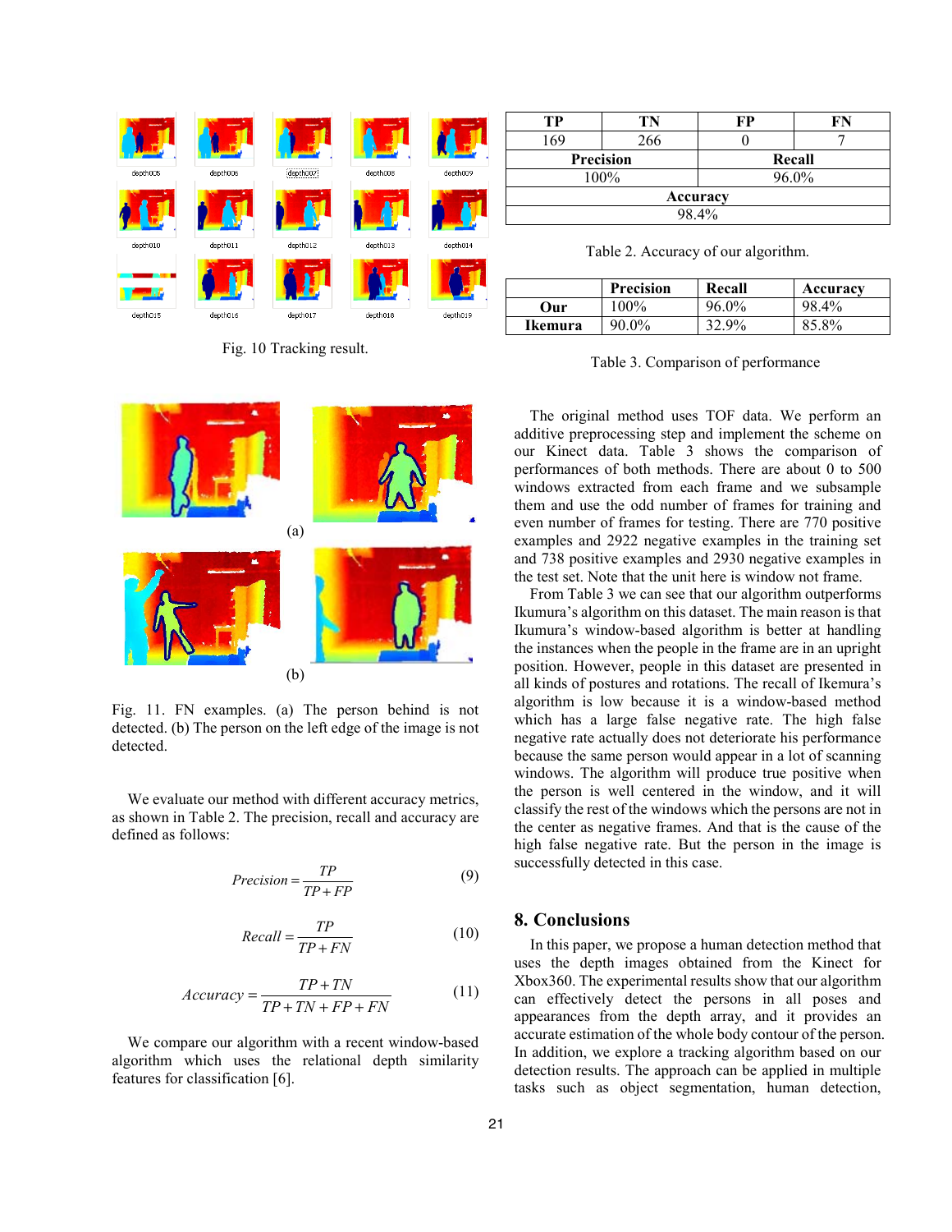Fig. 10 Tracking result.

Fig. 11. FN examples. (a) The person behind is not detected. (b) The person on the left edge of the image is not detected.

We evaluate our method with different accuracy metrics, as shown in Table 2. The precision, recall and accuracy are defined as follows:

$$Precision = \frac{TP}{TP + FP} \tag{9}$$

$$Recall = \frac{TP}{TP + FN} \tag{10}$$

$$Accuracy = \frac{TP + TN}{TP + TN + FP + FN} \tag{11}$$

We compare our algorithm with a recent window-based algorithm which uses the relational depth similarity features for classification [6].

| TP | TN | FP | FN |
|---|---|---|---|
| 169 | 266 | 0 | 7 |
| **Precision** | | **Recall** | |
| 100% | | 96.0% | |
| **Accuracy** | | | |
| 98.4% | | | |

Table 2. Accuracy of our algorithm.

| | Precision | Recall | Accuracy |
|---|---|---|---|
| **Our** | 100% | 96.0% | 98.4% |
| **Ikemura** | 90.0% | 32.9% | 85.8% |

Table 3. Comparison of performance

The original method uses TOF data. We perform an additive preprocessing step and implement the scheme on our Kinect data. Table 3 shows the comparison of performances of both methods. There are about 0 to 500 windows extracted from each frame and we subsample them and use the odd number of frames for training and even number of frames for testing. There are 770 positive examples and 2922 negative examples in the training set and 738 positive examples and 2930 negative examples in the test set. Note that the unit here is window not frame.

From Table 3 we can see that our algorithm outperforms Ikumura's algorithm on this dataset. The main reason is that Ikumura's window-based algorithm is better at handling the instances when the people in the frame are in an upright position. However, people in this dataset are presented in all kinds of postures and rotations. The recall of Ikemura's algorithm is low because it is a window-based method which has a large false negative rate. The high false negative rate actually does not deteriorate his performance because the same person would appear in a lot of scanning windows. The algorithm will produce true positive when the person is well centered in the window, and it will classify the rest of the windows which the persons are not in the center as negative frames. And that is the cause of the high false negative rate. But the person in the image is successfully detected in this case.

## 8. Conclusions

In this paper, we propose a human detection method that uses the depth images obtained from the Kinect for Xbox360. The experimental results show that our algorithm can effectively detect the persons in all poses and appearances from the depth array, and it provides an accurate estimation of the whole body contour of the person. In addition, we explore a tracking algorithm based on our detection results. The approach can be applied in multiple tasks such as object segmentation, human detection,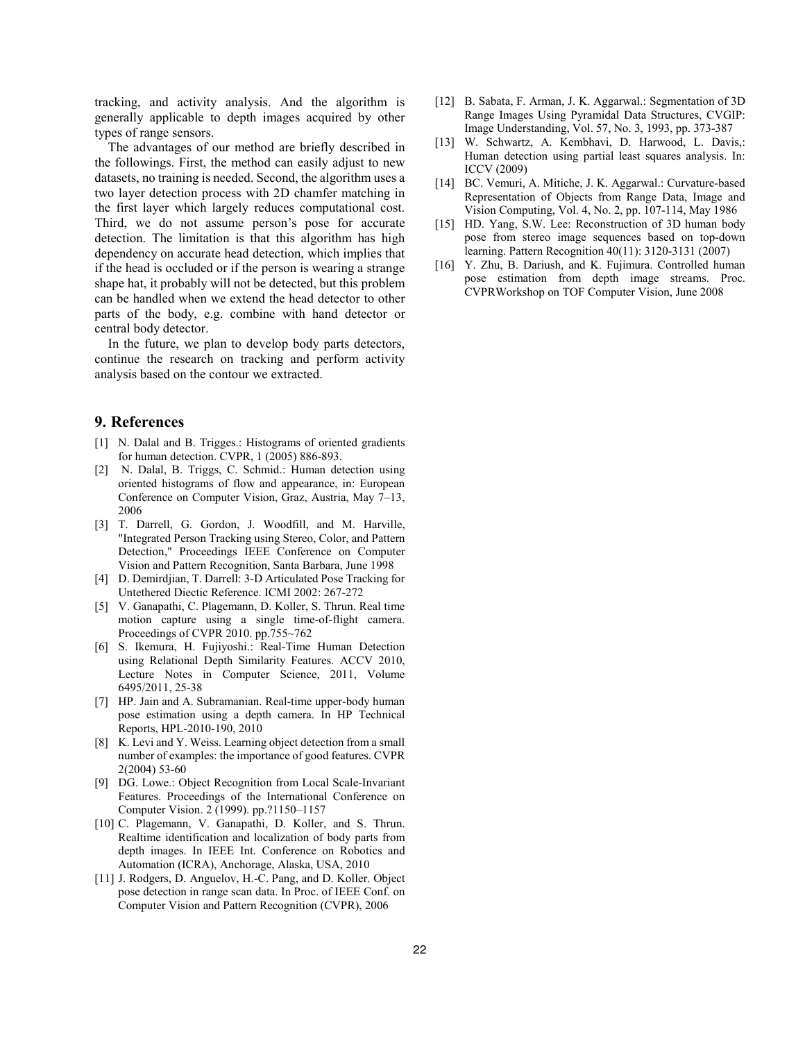tracking, and activity analysis. And the algorithm is generally applicable to depth images acquired by other types of range sensors.

The advantages of our method are briefly described in the followings. First, the method can easily adjust to new datasets, no training is needed. Second, the algorithm uses a two layer detection process with 2D chamfer matching in the first layer which largely reduces computational cost. Third, we do not assume person's pose for accurate detection. The limitation is that this algorithm has high dependency on accurate head detection, which implies that if the head is occluded or if the person is wearing a strange shape hat, it probably will not be detected, but this problem can be handled when we extend the head detector to other parts of the body, e.g. combine with hand detector or central body detector.

In the future, we plan to develop body parts detectors, continue the research on tracking and perform activity analysis based on the contour we extracted.

## 9. References

[1] N. Dalal and B. Trigges.: Histograms of oriented gradients for human detection. CVPR, 1 (2005) 886-893.

[2] N. Dalal, B. Triggs, C. Schmid.: Human detection using oriented histograms of flow and appearance, in: European Conference on Computer Vision, Graz, Austria, May 7–13, 2006

[3] T. Darrell, G. Gordon, J. Woodfill, and M. Harville, "Integrated Person Tracking using Stereo, Color, and Pattern Detection," Proceedings IEEE Conference on Computer Vision and Pattern Recognition, Santa Barbara, June 1998

[4] D. Demirdjian, T. Darrell: 3-D Articulated Pose Tracking for Untethered Diectic Reference. ICMI 2002: 267-272

[5] V. Ganapathi, C. Plagemann, D. Koller, S. Thrun. Real time motion capture using a single time-of-flight camera. Proceedings of CVPR 2010. pp.755~762

[6] S. Ikemura, H. Fujiyoshi.: Real-Time Human Detection using Relational Depth Similarity Features. ACCV 2010, Lecture Notes in Computer Science, 2011, Volume 6495/2011, 25-38

[7] HP. Jain and A. Subramanian. Real-time upper-body human pose estimation using a depth camera. In HP Technical Reports, HPL-2010-190, 2010

[8] K. Levi and Y. Weiss. Learning object detection from a small number of examples: the importance of good features. CVPR 2(2004) 53-60

[9] DG. Lowe.: Object Recognition from Local Scale-Invariant Features. Proceedings of the International Conference on Computer Vision. 2 (1999). pp.?1150–1157

[10] C. Plagemann, V. Ganapathi, D. Koller, and S. Thrun. Realtime identification and localization of body parts from depth images. In IEEE Int. Conference on Robotics and Automation (ICRA), Anchorage, Alaska, USA, 2010

[11] J. Rodgers, D. Anguelov, H.-C. Pang, and D. Koller. Object pose detection in range scan data. In Proc. of IEEE Conf. on Computer Vision and Pattern Recognition (CVPR), 2006

[12] B. Sabata, F. Arman, J. K. Aggarwal.: Segmentation of 3D Range Images Using Pyramidal Data Structures, CVGIP: Image Understanding, Vol. 57, No. 3, 1993, pp. 373-387

[13] W. Schwartz, A. Kembhavi, D. Harwood, L. Davis,: Human detection using partial least squares analysis. In: ICCV (2009)

[14] BC. Vemuri, A. Mitiche, J. K. Aggarwal.: Curvature-based Representation of Objects from Range Data, Image and Vision Computing, Vol. 4, No. 2, pp. 107-114, May 1986

[15] HD. Yang, S.W. Lee: Reconstruction of 3D human body pose from stereo image sequences based on top-down learning. Pattern Recognition 40(11): 3120-3131 (2007)

[16] Y. Zhu, B. Dariush, and K. Fujimura. Controlled human pose estimation from depth image streams. Proc. CVPRWorkshop on TOF Computer Vision, June 2008